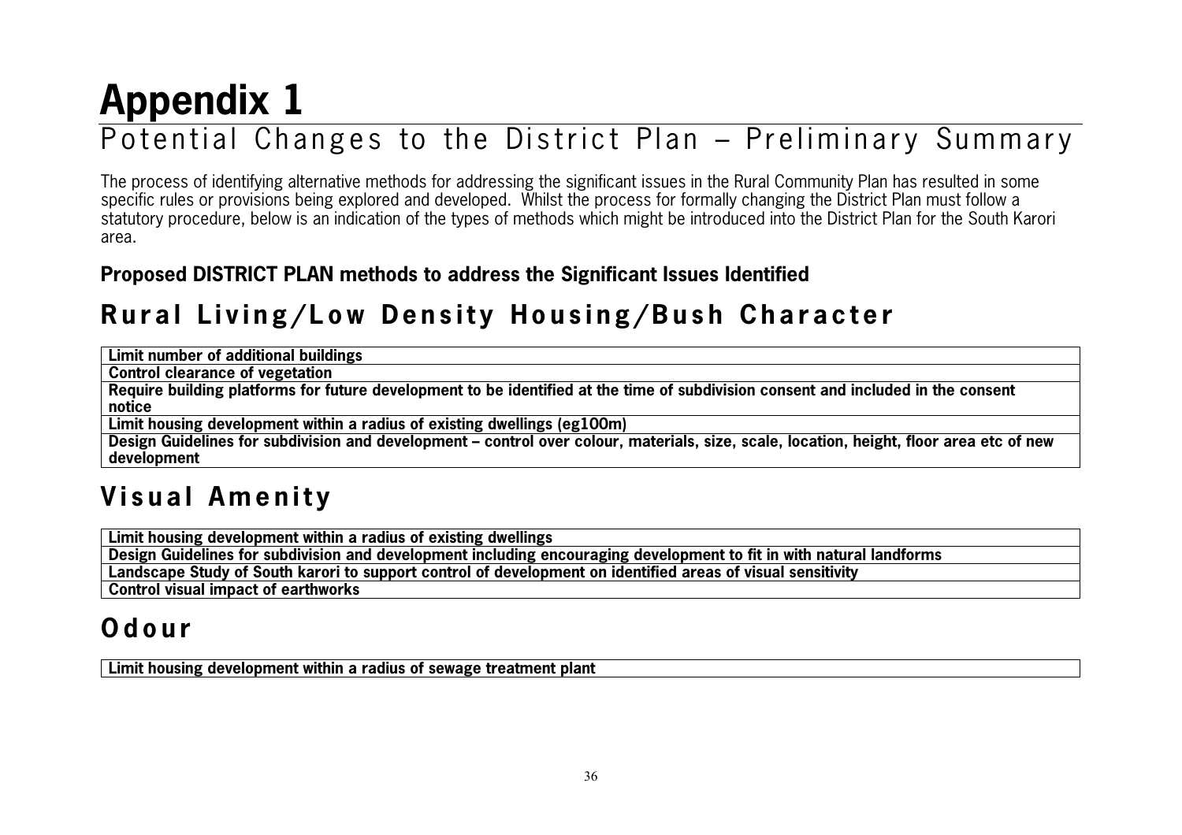# Appendix 1

## Potential Changes to the District Plan – Preliminary Summary

The process of identifying alternative methods for addressing the significant issues in the Rural Community Plan has resulted in some specific rules or provisions being explored and developed. Whilst the process for formally changing the District Plan must follow a statutory procedure, below is an indication of the types of methods which might be introduced into the District Plan for the South Karori area.

### Proposed DISTRICT PLAN methods to address the Significant Issues Identified

## Rural Living/Low Density Housing/Bush Character

| Limit number of additional buildings |
|---|
| Control clearance of vegetation |
| Require building platforms for future development to be identified at the time of subdivision consent and included in the consent notice |
| Limit housing development within a radius of existing dwellings (eg100m) |
| Design Guidelines for subdivision and development – control over colour, materials, size, scale, location, height, floor area etc of new development |

## Visual Amenity

| Limit housing development within a radius of existing dwellings |
|---|
| Design Guidelines for subdivision and development including encouraging development to fit in with natural landforms |
| Landscape Study of South karori to support control of development on identified areas of visual sensitivity |
| Control visual impact of earthworks |

## Odour

| Limit housing development within a radius of sewage treatment plant |
|---|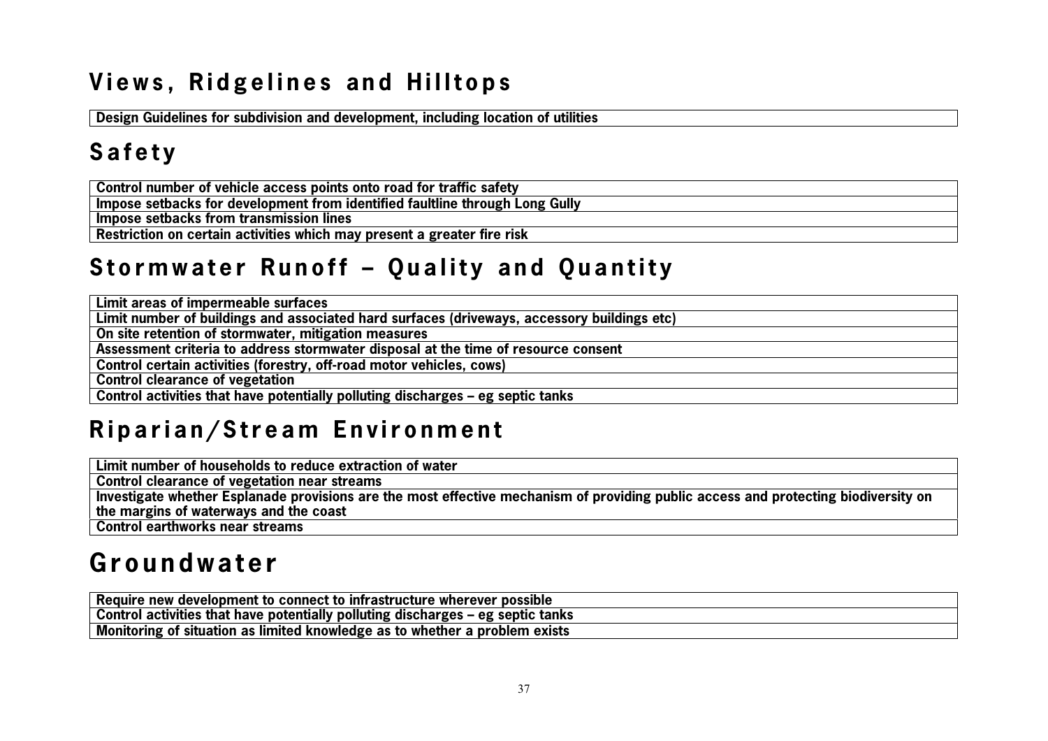## Views, Ridgelines and Hilltops

| Design Guidelines for subdivision and development, including location of utilities |
|---|

## Safety

| Control number of vehicle access points onto road for traffic safety |
|---|
| Impose setbacks for development from identified faultline through Long Gully |
| Impose setbacks from transmission lines |
| Restriction on certain activities which may present a greater fire risk |

## Stormwater Runoff – Quality and Quantity

| Limit areas of impermeable surfaces |
|---|
| Limit number of buildings and associated hard surfaces (driveways, accessory buildings etc) |
| On site retention of stormwater, mitigation measures |
| Assessment criteria to address stormwater disposal at the time of resource consent |
| Control certain activities (forestry, off-road motor vehicles, cows) |
| Control clearance of vegetation |
| Control activities that have potentially polluting discharges – eg septic tanks |

## Riparian/Stream Environment

| Limit number of households to reduce extraction of water |
|---|
| Control clearance of vegetation near streams |
| Investigate whether Esplanade provisions are the most effective mechanism of providing public access and protecting biodiversity on the margins of waterways and the coast |
| Control earthworks near streams |

## Groundwater

| Require new development to connect to infrastructure wherever possible |
|---|
| Control activities that have potentially polluting discharges – eg septic tanks |
| Monitoring of situation as limited knowledge as to whether a problem exists |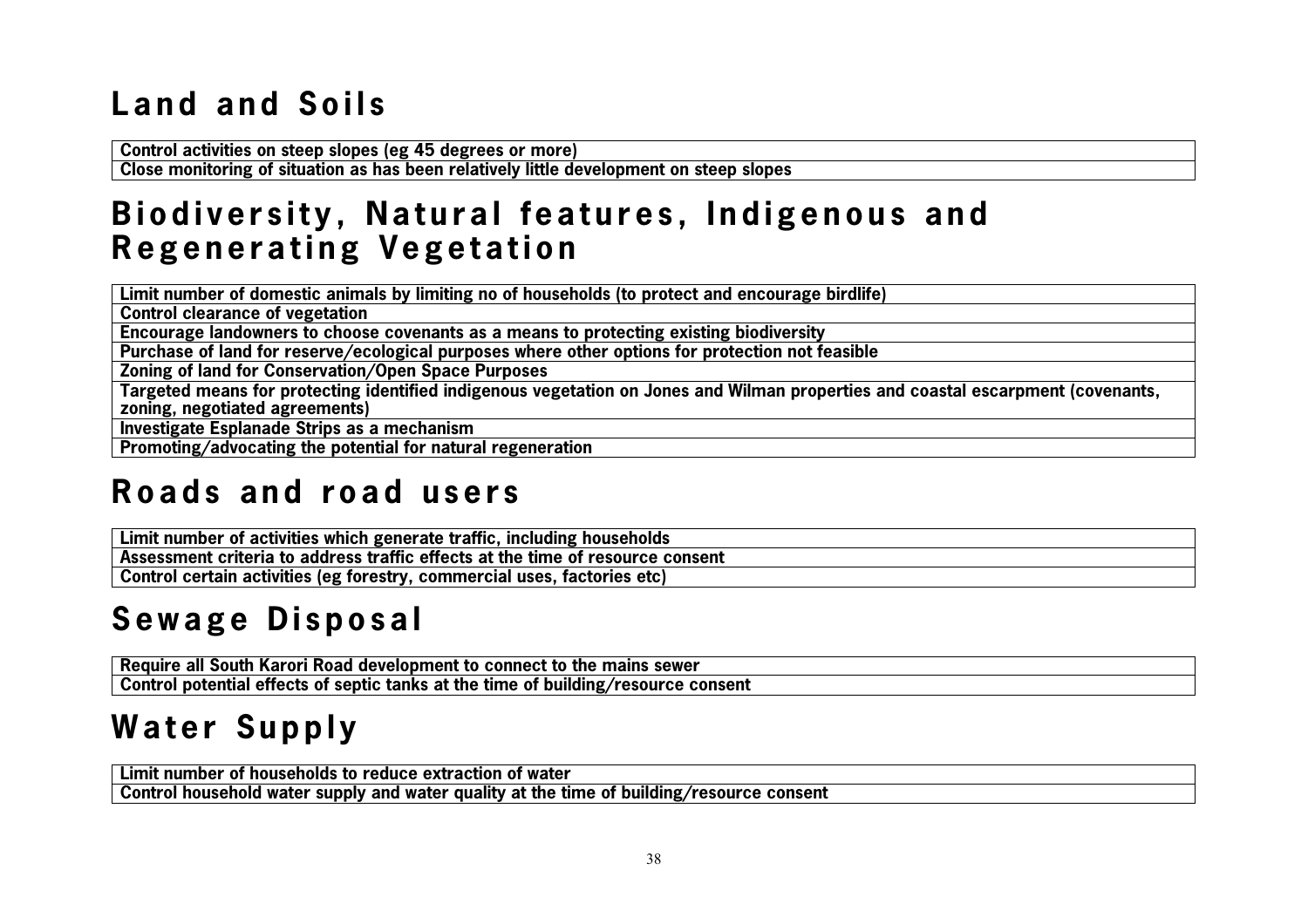# Land and Soils

| Control activities on steep slopes (eg 45 degrees or more) |
|---|
| Close monitoring of situation as has been relatively little development on steep slopes |

# Biodiversity, Natural features, Indigenous and Regenerating Vegetation

| Limit number of domestic animals by limiting no of households (to protect and encourage birdlife) |
|---|
| Control clearance of vegetation |
| Encourage landowners to choose covenants as a means to protecting existing biodiversity |
| Purchase of land for reserve/ecological purposes where other options for protection not feasible |
| Zoning of land for Conservation/Open Space Purposes |
| Targeted means for protecting identified indigenous vegetation on Jones and Wilman properties and coastal escarpment (covenants, zoning, negotiated agreements) |
| Investigate Esplanade Strips as a mechanism |
| Promoting/advocating the potential for natural regeneration |

# Roads and road users

| Limit number of activities which generate traffic, including households |
|---|
| Assessment criteria to address traffic effects at the time of resource consent |
| Control certain activities (eg forestry, commercial uses, factories etc) |

# Sewage Disposal

| Require all South Karori Road development to connect to the mains sewer |
|---|
| Control potential effects of septic tanks at the time of building/resource consent |

# Water Supply

| Limit number of households to reduce extraction of water |
|---|
| Control household water supply and water quality at the time of building/resource consent |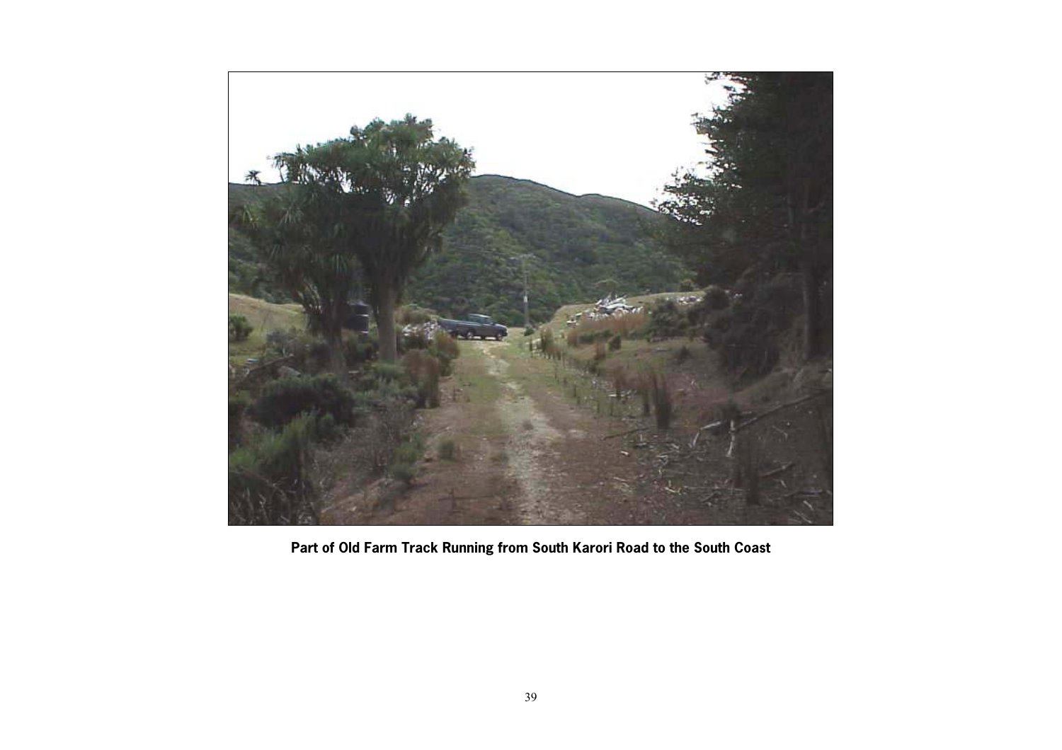**Part of Old Farm Track Running from South Karori Road to the South Coast**